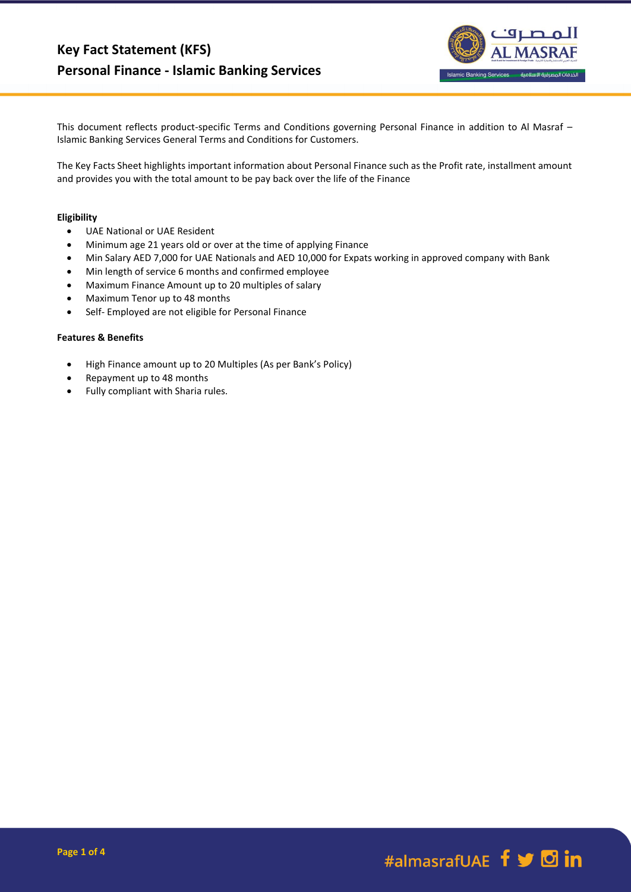# Key Fact Statement (KFS)
## Personal Finance - Islamic Banking Services

This document reflects product-specific Terms and Conditions governing Personal Finance in addition to Al Masraf – Islamic Banking Services General Terms and Conditions for Customers.

The Key Facts Sheet highlights important information about Personal Finance such as the Profit rate, installment amount and provides you with the total amount to be pay back over the life of the Finance

**Eligibility**

- UAE National or UAE Resident
- Minimum age 21 years old or over at the time of applying Finance
- Min Salary AED 7,000 for UAE Nationals and AED 10,000 for Expats working in approved company with Bank
- Min length of service 6 months and confirmed employee
- Maximum Finance Amount up to 20 multiples of salary
- Maximum Tenor up to 48 months
- Self- Employed are not eligible for Personal Finance

**Features & Benefits**

- High Finance amount up to 20 Multiples (As per Bank's Policy)
- Repayment up to 48 months
- Fully compliant with Sharia rules.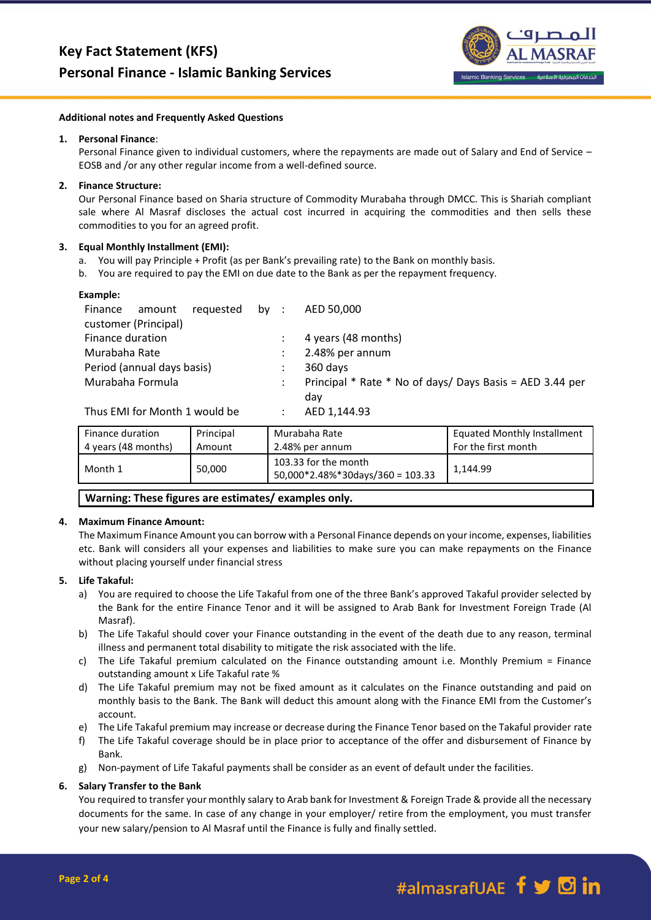# Key Fact Statement (KFS)
## Personal Finance - Islamic Banking Services

**Additional notes and Frequently Asked Questions**

1. **Personal Finance**:
   Personal Finance given to individual customers, where the repayments are made out of Salary and End of Service – EOSB and /or any other regular income from a well-defined source.

2. **Finance Structure:**
   Our Personal Finance based on Sharia structure of Commodity Murabaha through DMCC. This is Shariah compliant sale where Al Masraf discloses the actual cost incurred in acquiring the commodities and then sells these commodities to you for an agreed profit.

3. **Equal Monthly Installment (EMI):**
   a. You will pay Principle + Profit (as per Bank's prevailing rate) to the Bank on monthly basis.
   b. You are required to pay the EMI on due date to the Bank as per the repayment frequency.

   **Example:**

   | | | |
   |---|---|---|
   | Finance amount requested by customer (Principal) | : | AED 50,000 |
   | Finance duration | : | 4 years (48 months) |
   | Murabaha Rate | : | 2.48% per annum |
   | Period (annual days basis) | : | 360 days |
   | Murabaha Formula | : | Principal * Rate * No of days/ Days Basis = AED 3.44 per day |
   | Thus EMI for Month 1 would be | : | AED 1,144.93 |

   | Finance duration 4 years (48 months) | Principal Amount | Murabaha Rate 2.48% per annum | Equated Monthly Installment For the first month |
   |---|---|---|---|
   | Month 1 | 50,000 | 103.33 for the month 50,000*2.48%*30days/360 = 103.33 | 1,144.99 |

   **Warning: These figures are estimates/ examples only.**

4. **Maximum Finance Amount:**
   The Maximum Finance Amount you can borrow with a Personal Finance depends on your income, expenses, liabilities etc. Bank will considers all your expenses and liabilities to make sure you can make repayments on the Finance without placing yourself under financial stress

5. **Life Takaful:**
   a) You are required to choose the Life Takaful from one of the three Bank's approved Takaful provider selected by the Bank for the entire Finance Tenor and it will be assigned to Arab Bank for Investment Foreign Trade (Al Masraf).
   b) The Life Takaful should cover your Finance outstanding in the event of the death due to any reason, terminal illness and permanent total disability to mitigate the risk associated with the life.
   c) The Life Takaful premium calculated on the Finance outstanding amount i.e. Monthly Premium = Finance outstanding amount x Life Takaful rate %
   d) The Life Takaful premium may not be fixed amount as it calculates on the Finance outstanding and paid on monthly basis to the Bank. The Bank will deduct this amount along with the Finance EMI from the Customer's account.
   e) The Life Takaful premium may increase or decrease during the Finance Tenor based on the Takaful provider rate
   f) The Life Takaful coverage should be in place prior to acceptance of the offer and disbursement of Finance by Bank.
   g) Non-payment of Life Takaful payments shall be consider as an event of default under the facilities.

6. **Salary Transfer to the Bank**
   You required to transfer your monthly salary to Arab bank for Investment & Foreign Trade & provide all the necessary documents for the same. In case of any change in your employer/ retire from the employment, you must transfer your new salary/pension to Al Masraf until the Finance is fully and finally settled.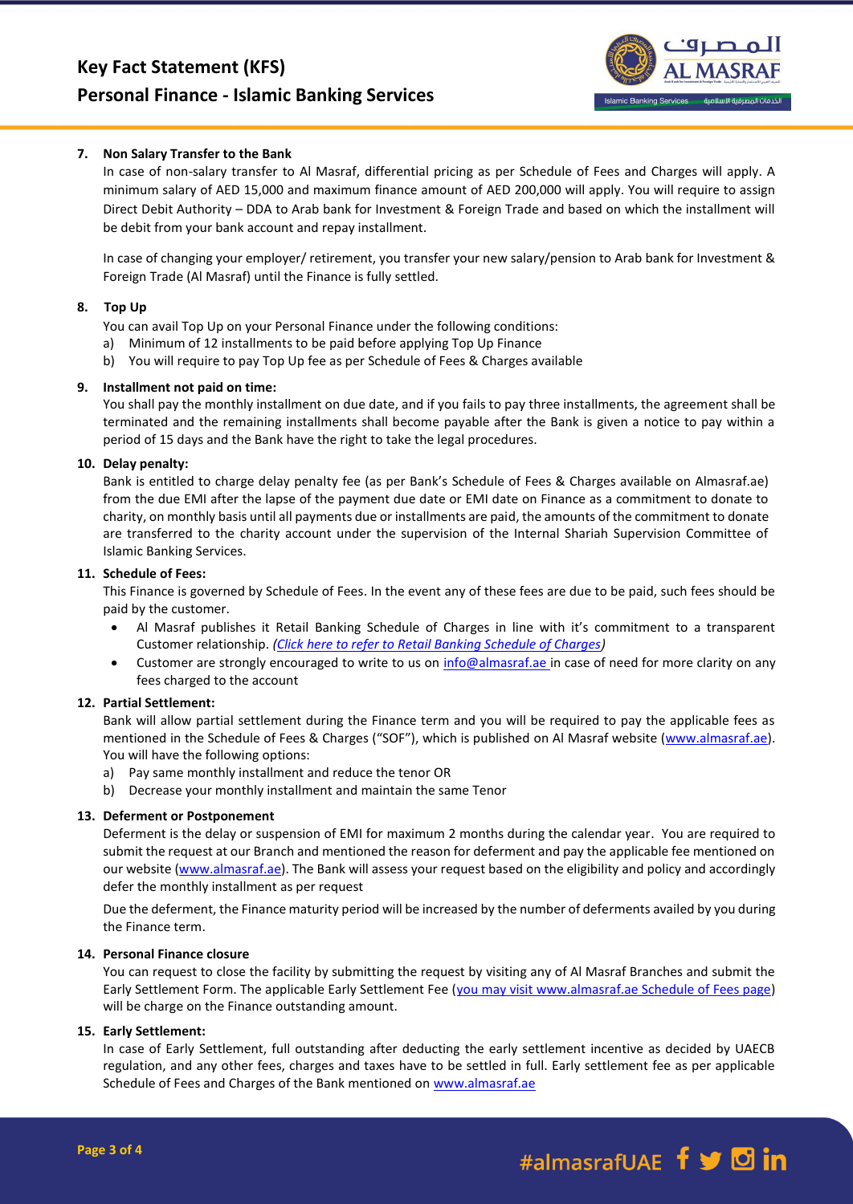7. **Non Salary Transfer to the Bank**

In case of non-salary transfer to Al Masraf, differential pricing as per Schedule of Fees and Charges will apply. A minimum salary of AED 15,000 and maximum finance amount of AED 200,000 will apply. You will require to assign Direct Debit Authority – DDA to Arab bank for Investment & Foreign Trade and based on which the installment will be debit from your bank account and repay installment.

In case of changing your employer/ retirement, you transfer your new salary/pension to Arab bank for Investment & Foreign Trade (Al Masraf) until the Finance is fully settled.

8. **Top Up**

You can avail Top Up on your Personal Finance under the following conditions:

a) Minimum of 12 installments to be paid before applying Top Up Finance
b) You will require to pay Top Up fee as per Schedule of Fees & Charges available

9. **Installment not paid on time:**

You shall pay the monthly installment on due date, and if you fails to pay three installments, the agreement shall be terminated and the remaining installments shall become payable after the Bank is given a notice to pay within a period of 15 days and the Bank have the right to take the legal procedures.

10. **Delay penalty:**

Bank is entitled to charge delay penalty fee (as per Bank's Schedule of Fees & Charges available on Almasraf.ae) from the due EMI after the lapse of the payment due date or EMI date on Finance as a commitment to donate to charity, on monthly basis until all payments due or installments are paid, the amounts of the commitment to donate are transferred to the charity account under the supervision of the Internal Shariah Supervision Committee of Islamic Banking Services.

11. **Schedule of Fees:**

This Finance is governed by Schedule of Fees. In the event any of these fees are due to be paid, such fees should be paid by the customer.

- Al Masraf publishes it Retail Banking Schedule of Charges in line with it's commitment to a transparent Customer relationship. *(Click here to refer to Retail Banking Schedule of Charges)*
- Customer are strongly encouraged to write to us on info@almasraf.ae in case of need for more clarity on any fees charged to the account

12. **Partial Settlement:**

Bank will allow partial settlement during the Finance term and you will be required to pay the applicable fees as mentioned in the Schedule of Fees & Charges ("SOF"), which is published on Al Masraf website (www.almasraf.ae). You will have the following options:

a) Pay same monthly installment and reduce the tenor OR
b) Decrease your monthly installment and maintain the same Tenor

13. **Deferment or Postponement**

Deferment is the delay or suspension of EMI for maximum 2 months during the calendar year. You are required to submit the request at our Branch and mentioned the reason for deferment and pay the applicable fee mentioned on our website (www.almasraf.ae). The Bank will assess your request based on the eligibility and policy and accordingly defer the monthly installment as per request

Due the deferment, the Finance maturity period will be increased by the number of deferments availed by you during the Finance term.

14. **Personal Finance closure**

You can request to close the facility by submitting the request by visiting any of Al Masraf Branches and submit the Early Settlement Form. The applicable Early Settlement Fee (you may visit www.almasraf.ae Schedule of Fees page) will be charge on the Finance outstanding amount.

15. **Early Settlement:**

In case of Early Settlement, full outstanding after deducting the early settlement incentive as decided by UAECB regulation, and any other fees, charges and taxes have to be settled in full. Early settlement fee as per applicable Schedule of Fees and Charges of the Bank mentioned on www.almasraf.ae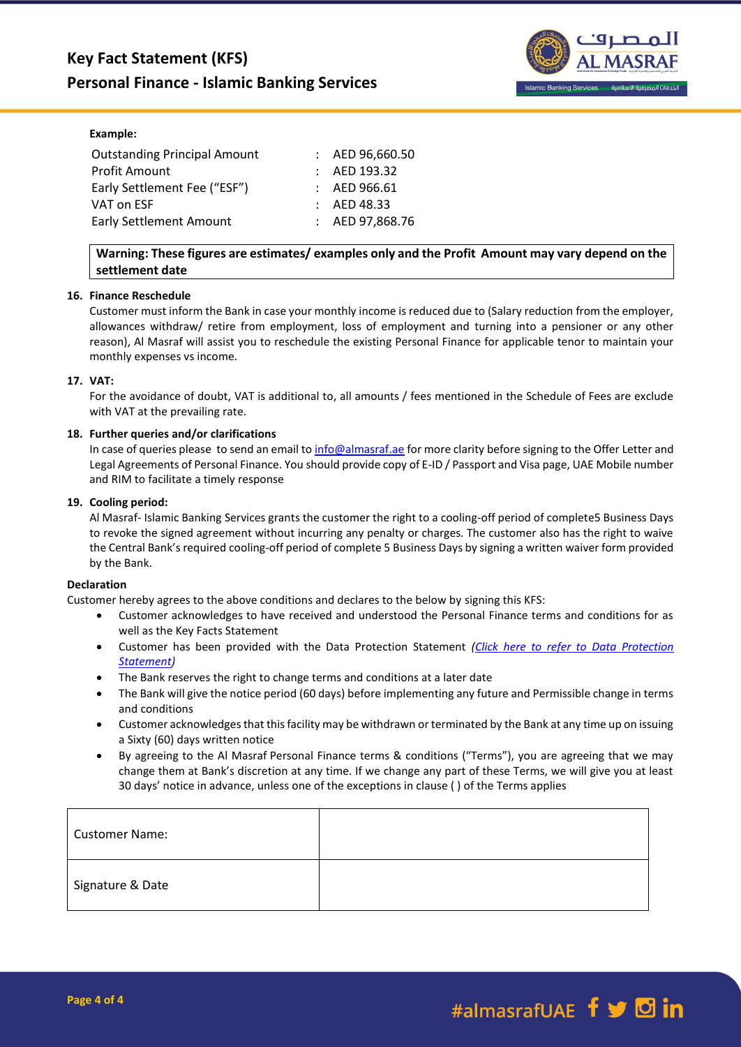**Example:**

| | | |
|---|---|---|
| Outstanding Principal Amount | : | AED 96,660.50 |
| Profit Amount | : | AED 193.32 |
| Early Settlement Fee ("ESF") | : | AED 966.61 |
| VAT on ESF | : | AED 48.33 |
| Early Settlement Amount | : | AED 97,868.76 |

**Warning: These figures are estimates/ examples only and the Profit Amount may vary depend on the settlement date**

**16. Finance Reschedule**

Customer must inform the Bank in case your monthly income is reduced due to (Salary reduction from the employer, allowances withdraw/ retire from employment, loss of employment and turning into a pensioner or any other reason), Al Masraf will assist you to reschedule the existing Personal Finance for applicable tenor to maintain your monthly expenses vs income.

**17. VAT:**

For the avoidance of doubt, VAT is additional to, all amounts / fees mentioned in the Schedule of Fees are exclude with VAT at the prevailing rate.

**18. Further queries and/or clarifications**

In case of queries please to send an email to [info@almasraf.ae](mailto:info@almasraf.ae) for more clarity before signing to the Offer Letter and Legal Agreements of Personal Finance. You should provide copy of E-ID / Passport and Visa page, UAE Mobile number and RIM to facilitate a timely response

**19. Cooling period:**

Al Masraf- Islamic Banking Services grants the customer the right to a cooling-off period of complete5 Business Days to revoke the signed agreement without incurring any penalty or charges. The customer also has the right to waive the Central Bank's required cooling-off period of complete 5 Business Days by signing a written waiver form provided by the Bank.

**Declaration**

Customer hereby agrees to the above conditions and declares to the below by signing this KFS:

- Customer acknowledges to have received and understood the Personal Finance terms and conditions for as well as the Key Facts Statement
- Customer has been provided with the Data Protection Statement *(Click here to refer to Data Protection Statement)*
- The Bank reserves the right to change terms and conditions at a later date
- The Bank will give the notice period (60 days) before implementing any future and Permissible change in terms and conditions
- Customer acknowledges that this facility may be withdrawn or terminated by the Bank at any time up on issuing a Sixty (60) days written notice
- By agreeing to the Al Masraf Personal Finance terms & conditions ("Terms"), you are agreeing that we may change them at Bank's discretion at any time. If we change any part of these Terms, we will give you at least 30 days' notice in advance, unless one of the exceptions in clause ( ) of the Terms applies

| | |
|---|---|
| Customer Name: | |
| Signature & Date | |